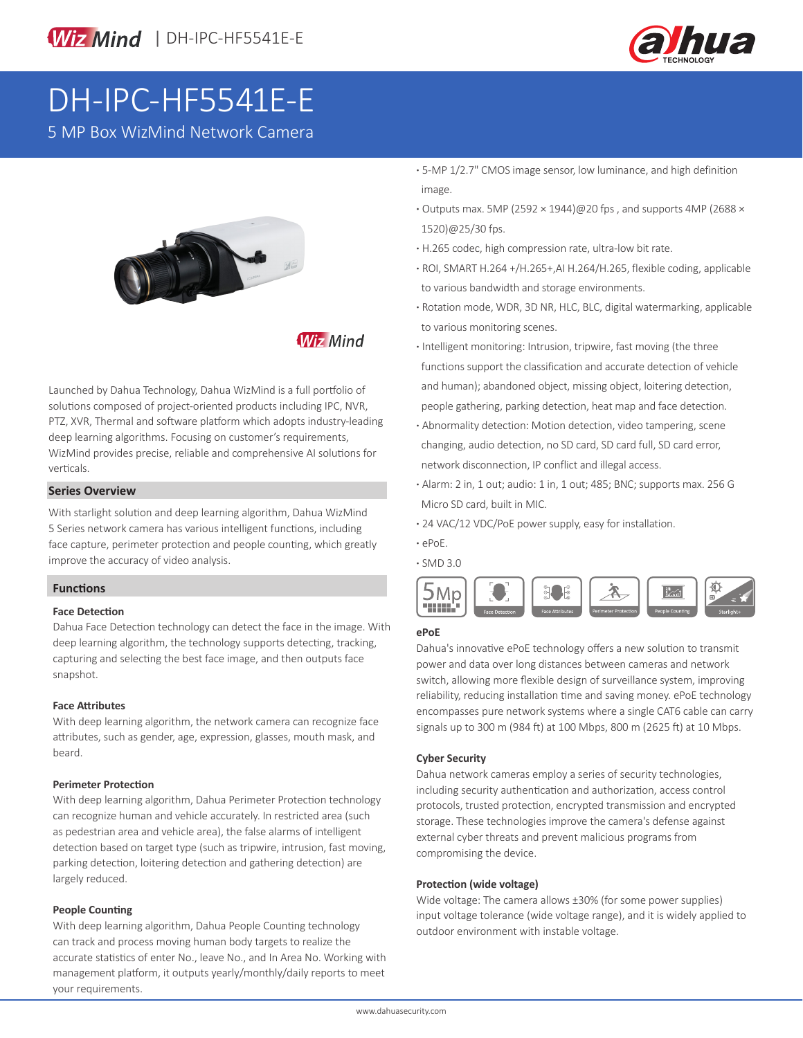# DH-IPC-HF5541E-E

5 MP Box WizMind Network Camera

- 5-MP 1/2.7" CMOS image sensor, low luminance, and high definition image.
- Outputs max. 5MP (2592 × 1944)@20 fps , and supports 4MP (2688 × 1520)@25/30 fps.
- H.265 codec, high compression rate, ultra-low bit rate.
- ROI, SMART H.264 +/H.265+,AI H.264/H.265, flexible coding, applicable to various bandwidth and storage environments.
- Rotation mode, WDR, 3D NR, HLC, BLC, digital watermarking, applicable to various monitoring scenes.
- Intelligent monitoring: Intrusion, tripwire, fast moving (the three functions support the classification and accurate detection of vehicle and human); abandoned object, missing object, loitering detection, people gathering, parking detection, heat map and face detection.
- Abnormality detection: Motion detection, video tampering, scene changing, audio detection, no SD card, SD card full, SD card error, network disconnection, IP conflict and illegal access.
- Alarm: 2 in, 1 out; audio: 1 in, 1 out; 485; BNC; supports max. 256 G Micro SD card, built in MIC.
- 24 VAC/12 VDC/PoE power supply, easy for installation.
- ePoE.
- SMD 3.0

Launched by Dahua Technology, Dahua WizMind is a full portfolio of solutions composed of project-oriented products including IPC, NVR, PTZ, XVR, Thermal and software platform which adopts industry-leading deep learning algorithms. Focusing on customer's requirements, WizMind provides precise, reliable and comprehensive AI solutions for verticals.

## Series Overview

With starlight solution and deep learning algorithm, Dahua WizMind 5 Series network camera has various intelligent functions, including face capture, perimeter protection and people counting, which greatly improve the accuracy of video analysis.

## Functions

### Face Detection

Dahua Face Detection technology can detect the face in the image. With deep learning algorithm, the technology supports detecting, tracking, capturing and selecting the best face image, and then outputs face snapshot.

### Face Attributes

With deep learning algorithm, the network camera can recognize face attributes, such as gender, age, expression, glasses, mouth mask, and beard.

### Perimeter Protection

With deep learning algorithm, Dahua Perimeter Protection technology can recognize human and vehicle accurately. In restricted area (such as pedestrian area and vehicle area), the false alarms of intelligent detection based on target type (such as tripwire, intrusion, fast moving, parking detection, loitering detection and gathering detection) are largely reduced.

### People Counting

With deep learning algorithm, Dahua People Counting technology can track and process moving human body targets to realize the accurate statistics of enter No., leave No., and In Area No. Working with management platform, it outputs yearly/monthly/daily reports to meet your requirements.

### ePoE

Dahua's innovative ePoE technology offers a new solution to transmit power and data over long distances between cameras and network switch, allowing more flexible design of surveillance system, improving reliability, reducing installation time and saving money. ePoE technology encompasses pure network systems where a single CAT6 cable can carry signals up to 300 m (984 ft) at 100 Mbps, 800 m (2625 ft) at 10 Mbps.

### Cyber Security

Dahua network cameras employ a series of security technologies, including security authentication and authorization, access control protocols, trusted protection, encrypted transmission and encrypted storage. These technologies improve the camera's defense against external cyber threats and prevent malicious programs from compromising the device.

### Protection (wide voltage)

Wide voltage: The camera allows ±30% (for some power supplies) input voltage tolerance (wide voltage range), and it is widely applied to outdoor environment with instable voltage.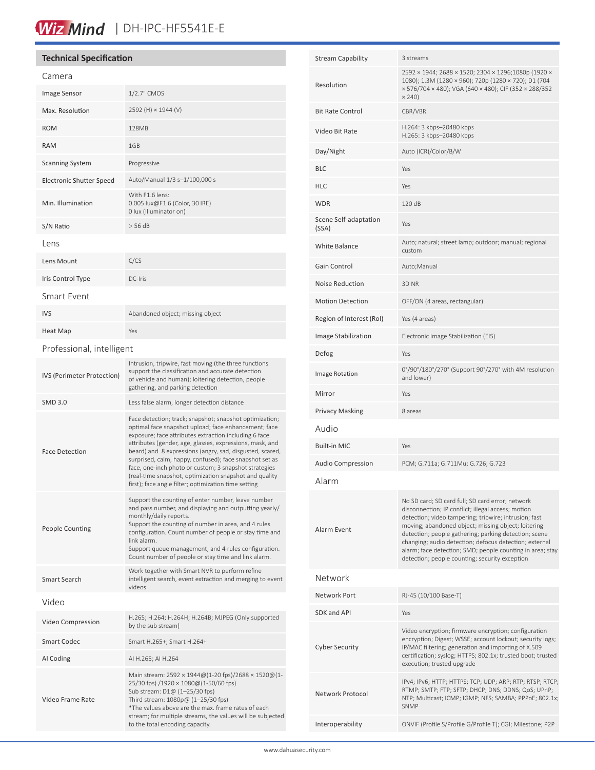# WizMind | DH-IPC-HF5541E-E

## Technical Specification

### Camera

| | |
|---|---|
| Image Sensor | 1/2.7" CMOS |
| Max. Resolution | 2592 (H) × 1944 (V) |
| ROM | 128MB |
| RAM | 1GB |
| Scanning System | Progressive |
| Electronic Shutter Speed | Auto/Manual 1/3 s–1/100,000 s |
| Min. Illumination | With F1.6 lens:<br>0.005 lux@F1.6 (Color, 30 IRE)<br>0 lux (Illuminator on) |
| S/N Ratio | > 56 dB |

### Lens

| | |
|---|---|
| Lens Mount | C/CS |
| Iris Control Type | DC-Iris |

### Smart Event

| | |
|---|---|
| IVS | Abandoned object; missing object |
| Heat Map | Yes |

### Professional, intelligent

| | |
|---|---|
| IVS (Perimeter Protection) | Intrusion, tripwire, fast moving (the three functions support the classification and accurate detection of vehicle and human); loitering detection, people gathering, and parking detection |
| SMD 3.0 | Less false alarm, longer detection distance |
| Face Detection | Face detection; track; snapshot; snapshot optimization; optimal face snapshot upload; face enhancement; face exposure; face attributes extraction including 6 face attributes (gender, age, glasses, expressions, mask, and beard) and 8 expressions (angry, sad, disgusted, scared, surprised, calm, happy, confused); face snapshot set as face, one-inch photo or custom; 3 snapshot strategies (real-time snapshot, optimization snapshot and quality first); face angle filter; optimization time setting |
| People Counting | Support the counting of enter number, leave number and pass number, and displaying and outputting yearly/ monthly/daily reports.<br>Support the counting of number in area, and 4 rules configuration. Count number of people or stay time and link alarm.<br>Support queue management, and 4 rules configuration. Count number of people or stay time and link alarm. |
| Smart Search | Work together with Smart NVR to perform refine intelligent search, event extraction and merging to event videos |

### Video

| | |
|---|---|
| Video Compression | H.265; H.264; H.264H; H.264B; MJPEG (Only supported by the sub stream) |
| Smart Codec | Smart H.265+; Smart H.264+ |
| AI Coding | AI H.265; AI H.264 |
| Video Frame Rate | Main stream: 2592 × 1944@(1-20 fps)/2688 × 1520@(1-25/30 fps) /1920 × 1080@(1-50/60 fps)<br>Sub stream: D1@ (1–25/30 fps)<br>Third stream: 1080p@ (1–25/30 fps)<br>*The values above are the max. frame rates of each stream; for multiple streams, the values will be subjected to the total encoding capacity. |
| Stream Capability | 3 streams |
| Resolution | 2592 × 1944; 2688 × 1520; 2304 × 1296;1080p (1920 × 1080); 1.3M (1280 × 960); 720p (1280 × 720); D1 (704 × 576/704 × 480); VGA (640 × 480); CIF (352 × 288/352 × 240) |
| Bit Rate Control | CBR/VBR |
| Video Bit Rate | H.264: 3 kbps–20480 kbps<br>H.265: 3 kbps–20480 kbps |
| Day/Night | Auto (ICR)/Color/B/W |
| BLC | Yes |
| HLC | Yes |
| WDR | 120 dB |
| Scene Self-adaptation (SSA) | Yes |
| White Balance | Auto; natural; street lamp; outdoor; manual; regional custom |
| Gain Control | Auto;Manual |
| Noise Reduction | 3D NR |
| Motion Detection | OFF/ON (4 areas, rectangular) |
| Region of Interest (RoI) | Yes (4 areas) |
| Image Stabilization | Electronic Image Stabilization (EIS) |
| Defog | Yes |
| Image Rotation | 0°/90°/180°/270° (Support 90°/270° with 4M resolution and lower) |
| Mirror | Yes |
| Privacy Masking | 8 areas |

### Audio

| | |
|---|---|
| Built-in MIC | Yes |
| Audio Compression | PCM; G.711a; G.711Mu; G.726; G.723 |

### Alarm

| | |
|---|---|
| Alarm Event | No SD card; SD card full; SD card error; network disconnection; IP conflict; illegal access; motion detection; video tampering; tripwire; intrusion; fast moving; abandoned object; missing object; loitering detection; people gathering; parking detection; scene changing; audio detection; defocus detection; external alarm; face detection; SMD; people counting in area; stay detection; people counting; security exception |

### Network

| | |
|---|---|
| Network Port | RJ-45 (10/100 Base-T) |
| SDK and API | Yes |
| Cyber Security | Video encryption; firmware encryption; configuration encryption; Digest; WSSE; account lockout; security logs; IP/MAC filtering; generation and importing of X.509 certification; syslog; HTTPS; 802.1x; trusted boot; trusted execution; trusted upgrade |
| Network Protocol | IPv4; IPv6; HTTP; HTTPS; TCP; UDP; ARP; RTP; RTSP; RTCP; RTMP; SMTP; FTP; SFTP; DHCP; DNS; DDNS; QoS; UPnP; NTP; Multicast; ICMP; IGMP; NFS; SAMBA; PPPoE; 802.1x; SNMP |
| Interoperability | ONVIF (Profile S/Profile G/Profile T); CGI; Milestone; P2P |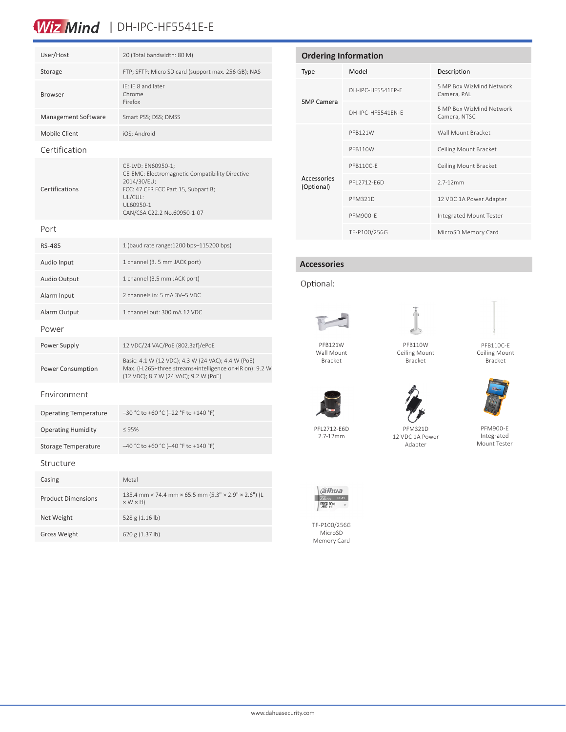| | |
|---|---|
| User/Host | 20 (Total bandwidth: 80 M) |
| Storage | FTP; SFTP; Micro SD card (support max. 256 GB); NAS |
| Browser | IE: IE 8 and later<br>Chrome<br>Firefox |
| Management Software | Smart PSS; DSS; DMSS |
| Mobile Client | iOS; Android |
| **Certification** | |
| Certifications | CE-LVD: EN60950-1;<br>CE-EMC: Electromagnetic Compatibility Directive 2014/30/EU;<br>FCC: 47 CFR FCC Part 15, Subpart B;<br>UL/CUL:<br>UL60950-1<br>CAN/CSA C22.2 No.60950-1-07 |
| **Port** | |
| RS-485 | 1 (baud rate range:1200 bps–115200 bps) |
| Audio Input | 1 channel (3. 5 mm JACK port) |
| Audio Output | 1 channel (3.5 mm JACK port) |
| Alarm Input | 2 channels in: 5 mA 3V–5 VDC |
| Alarm Output | 1 channel out: 300 mA 12 VDC |
| **Power** | |
| Power Supply | 12 VDC/24 VAC/PoE (802.3af)/ePoE |
| Power Consumption | Basic: 4.1 W (12 VDC); 4.3 W (24 VAC); 4.4 W (PoE)<br>Max. (H.265+three streams+intelligence on+IR on): 9.2 W (12 VDC); 8.7 W (24 VAC); 9.2 W (PoE) |
| **Environment** | |
| Operating Temperature | –30 °C to +60 °C (–22 °F to +140 °F) |
| Operating Humidity | ≤ 95% |
| Storage Temperature | –40 °C to +60 °C (–40 °F to +140 °F) |
| **Structure** | |
| Casing | Metal |
| Product Dimensions | 135.4 mm × 74.4 mm × 65.5 mm (5.3" × 2.9" × 2.6") (L × W × H) |
| Net Weight | 528 g (1.16 lb) |
| Gross Weight | 620 g (1.37 lb) |

## Ordering Information

| Type | Model | Description |
|---|---|---|
| 5MP Camera | DH-IPC-HF5541EP-E | 5 MP Box WizMind Network Camera, PAL |
| | DH-IPC-HF5541EN-E | 5 MP Box WizMind Network Camera, NTSC |
| Accessories (Optional) | PFB121W | Wall Mount Bracket |
| | PFB110W | Ceiling Mount Bracket |
| | PFB110C-E | Ceiling Mount Bracket |
| | PFL2712-E6D | 2.7-12mm |
| | PFM321D | 12 VDC 1A Power Adapter |
| | PFM900-E | Integrated Mount Tester |
| | TF-P100/256G | MicroSD Memory Card |

## Accessories

Optional:

PFB121W
Wall Mount
Bracket

PFB110W
Ceiling Mount
Bracket

PFB110C-E
Ceiling Mount
Bracket

PFL2712-E6D
2.7-12mm

PFM321D
12 VDC 1A Power
Adapter

PFM900-E
Integrated
Mount Tester

TF-P100/256G
MicroSD
Memory Card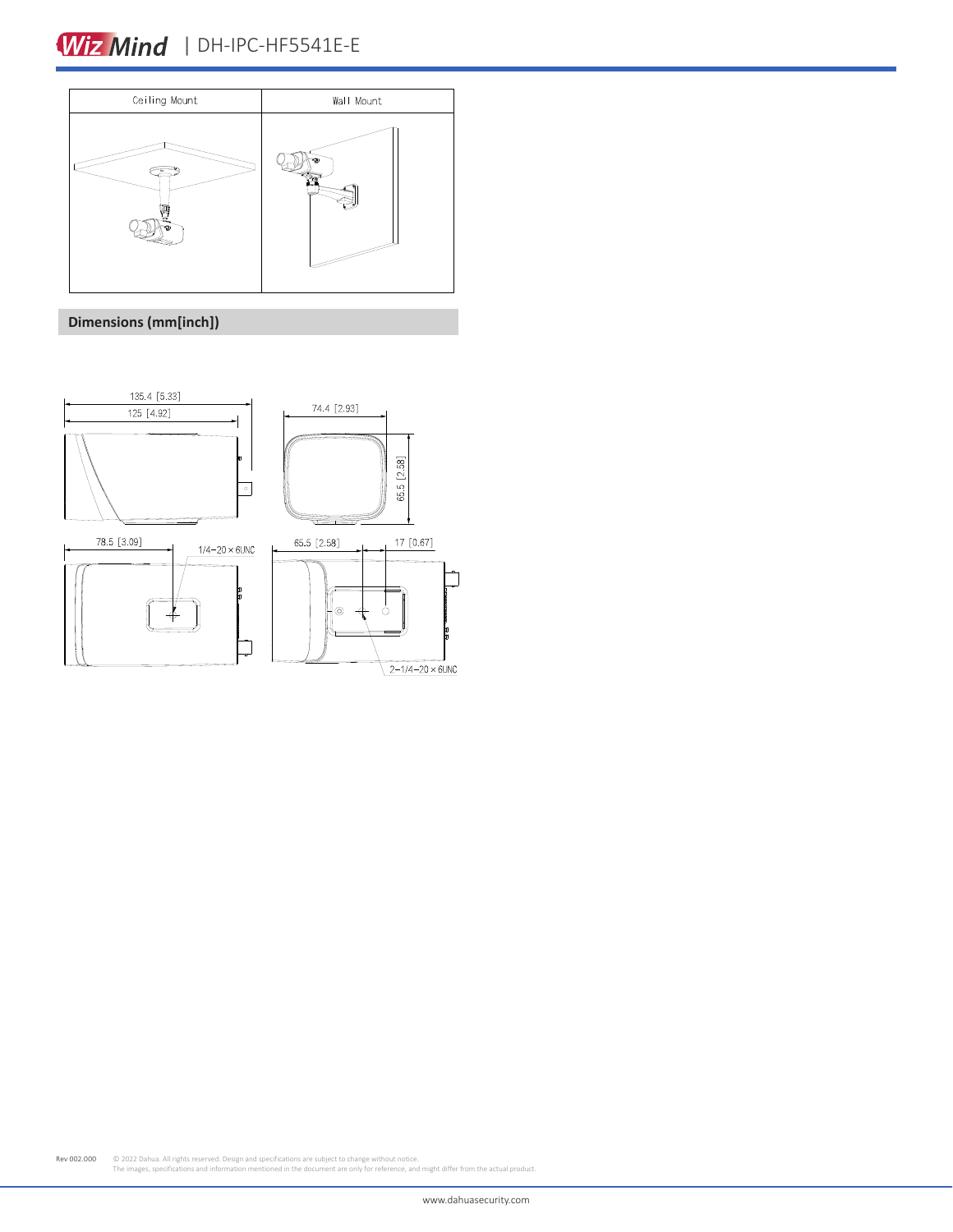| Ceiling Mount | Wall Mount |
| --- | --- |
| | |

## Dimensions (mm[inch])

135.4 [5.33]
125 [4.92]
74.4 [2.93]
65.5 [2.58]
78.5 [3.09]
1/4−20 × 6UNC
65.5 [2.58]
17 [0.67]
2−1/4−20 × 6UNC

Rev 002.000 © 2022 Dahua. All rights reserved. Design and specifications are subject to change without notice.
The images, specifications and information mentioned in the document are only for reference, and might differ from the actual product.

www.dahuasecurity.com